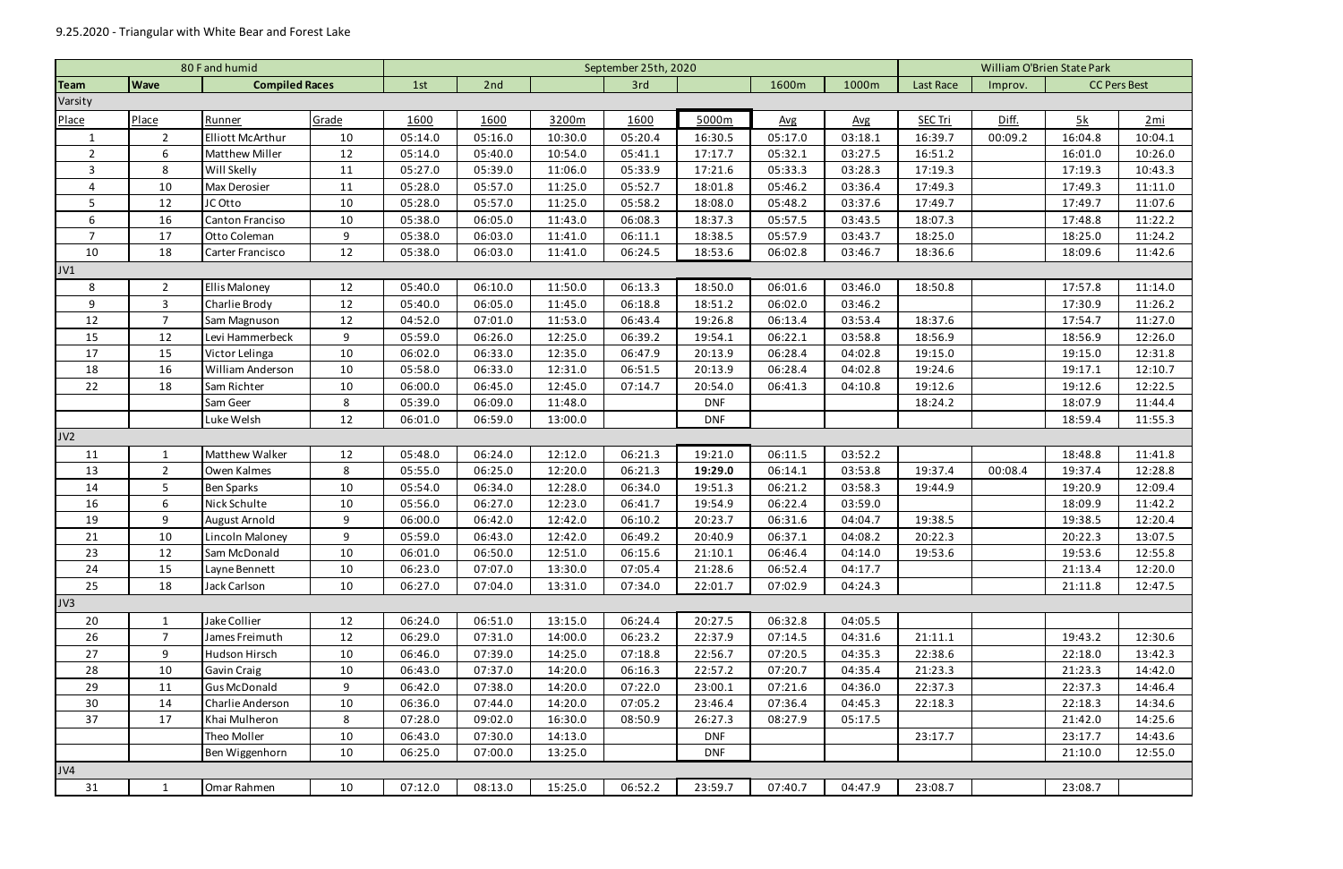9.25.2020 - Triangular with White Bear and Forest Lake

| 80 F and humid | | | | September 25th, 2020 | | | | | | | William O'Brien State Park | | | |
|---|---|---|---|---|---|---|---|---|---|---|---|---|---|---|
| **Team** | **Wave** | **Compiled Races** | | 1st | 2nd | | 3rd | | 1600m | 1000m | Last Race | Improv. | CC Pers Best | |
| Varsity | | | | | | | | | | | | | | |
| Place | Place | Runner | Grade | 1600 | 1600 | 3200m | 1600 | 5000m | Avg | Avg | SEC Tri | Diff. | 5k | 2mi |
| 1 | 2 | Elliott McArthur | 10 | 05:14.0 | 05:16.0 | 10:30.0 | 05:20.4 | 16:30.5 | 05:17.0 | 03:18.1 | 16:39.7 | 00:09.2 | 16:04.8 | 10:04.1 |
| 2 | 6 | Matthew Miller | 12 | 05:14.0 | 05:40.0 | 10:54.0 | 05:41.1 | 17:17.7 | 05:32.1 | 03:27.5 | 16:51.2 | | 16:01.0 | 10:26.0 |
| 3 | 8 | Will Skelly | 11 | 05:27.0 | 05:39.0 | 11:06.0 | 05:33.9 | 17:21.6 | 05:33.3 | 03:28.3 | 17:19.3 | | 17:19.3 | 10:43.3 |
| 4 | 10 | Max Derosier | 11 | 05:28.0 | 05:57.0 | 11:25.0 | 05:52.7 | 18:01.8 | 05:46.2 | 03:36.4 | 17:49.3 | | 17:49.3 | 11:11.0 |
| 5 | 12 | JC Otto | 10 | 05:28.0 | 05:57.0 | 11:25.0 | 05:58.2 | 18:08.0 | 05:48.2 | 03:37.6 | 17:49.7 | | 17:49.7 | 11:07.6 |
| 6 | 16 | Canton Franciso | 10 | 05:38.0 | 06:05.0 | 11:43.0 | 06:08.3 | 18:37.3 | 05:57.5 | 03:43.5 | 18:07.3 | | 17:48.8 | 11:22.2 |
| 7 | 17 | Otto Coleman | 9 | 05:38.0 | 06:03.0 | 11:41.0 | 06:11.1 | 18:38.5 | 05:57.9 | 03:43.7 | 18:25.0 | | 18:25.0 | 11:24.2 |
| 10 | 18 | Carter Francisco | 12 | 05:38.0 | 06:03.0 | 11:41.0 | 06:24.5 | 18:53.6 | 06:02.8 | 03:46.7 | 18:36.6 | | 18:09.6 | 11:42.6 |
| JV1 | | | | | | | | | | | | | | |
| 8 | 2 | Ellis Maloney | 12 | 05:40.0 | 06:10.0 | 11:50.0 | 06:13.3 | 18:50.0 | 06:01.6 | 03:46.0 | 18:50.8 | | 17:57.8 | 11:14.0 |
| 9 | 3 | Charlie Brody | 12 | 05:40.0 | 06:05.0 | 11:45.0 | 06:18.8 | 18:51.2 | 06:02.0 | 03:46.2 | | | 17:30.9 | 11:26.2 |
| 12 | 7 | Sam Magnuson | 12 | 04:52.0 | 07:01.0 | 11:53.0 | 06:43.4 | 19:26.8 | 06:13.4 | 03:53.4 | 18:37.6 | | 17:54.7 | 11:27.0 |
| 15 | 12 | Levi Hammerbeck | 9 | 05:59.0 | 06:26.0 | 12:25.0 | 06:39.2 | 19:54.1 | 06:22.1 | 03:58.8 | 18:56.9 | | 18:56.9 | 12:26.0 |
| 17 | 15 | Victor Lelinga | 10 | 06:02.0 | 06:33.0 | 12:35.0 | 06:47.9 | 20:13.9 | 06:28.4 | 04:02.8 | 19:15.0 | | 19:15.0 | 12:31.8 |
| 18 | 16 | William Anderson | 10 | 05:58.0 | 06:33.0 | 12:31.0 | 06:51.5 | 20:13.9 | 06:28.4 | 04:02.8 | 19:24.6 | | 19:17.1 | 12:10.7 |
| 22 | 18 | Sam Richter | 10 | 06:00.0 | 06:45.0 | 12:45.0 | 07:14.7 | 20:54.0 | 06:41.3 | 04:10.8 | 19:12.6 | | 19:12.6 | 12:22.5 |
| | | Sam Geer | 8 | 05:39.0 | 06:09.0 | 11:48.0 | | DNF | | | 18:24.2 | | 18:07.9 | 11:44.4 |
| | | Luke Welsh | 12 | 06:01.0 | 06:59.0 | 13:00.0 | | DNF | | | | | 18:59.4 | 11:55.3 |
| JV2 | | | | | | | | | | | | | | |
| 11 | 1 | Matthew Walker | 12 | 05:48.0 | 06:24.0 | 12:12.0 | 06:21.3 | 19:21.0 | 06:11.5 | 03:52.2 | | | 18:48.8 | 11:41.8 |
| 13 | 2 | Owen Kalmes | 8 | 05:55.0 | 06:25.0 | 12:20.0 | 06:21.3 | **19:29.0** | 06:14.1 | 03:53.8 | 19:37.4 | 00:08.4 | 19:37.4 | 12:28.8 |
| 14 | 5 | Ben Sparks | 10 | 05:54.0 | 06:34.0 | 12:28.0 | 06:34.0 | 19:51.3 | 06:21.2 | 03:58.3 | 19:44.9 | | 19:20.9 | 12:09.4 |
| 16 | 6 | Nick Schulte | 10 | 05:56.0 | 06:27.0 | 12:23.0 | 06:41.7 | 19:54.9 | 06:22.4 | 03:59.0 | | | 18:09.9 | 11:42.2 |
| 19 | 9 | August Arnold | 9 | 06:00.0 | 06:42.0 | 12:42.0 | 06:10.2 | 20:23.7 | 06:31.6 | 04:04.7 | 19:38.5 | | 19:38.5 | 12:20.4 |
| 21 | 10 | Lincoln Maloney | 9 | 05:59.0 | 06:43.0 | 12:42.0 | 06:49.2 | 20:40.9 | 06:37.1 | 04:08.2 | 20:22.3 | | 20:22.3 | 13:07.5 |
| 23 | 12 | Sam McDonald | 10 | 06:01.0 | 06:50.0 | 12:51.0 | 06:15.6 | 21:10.1 | 06:46.4 | 04:14.0 | 19:53.6 | | 19:53.6 | 12:55.8 |
| 24 | 15 | Layne Bennett | 10 | 06:23.0 | 07:07.0 | 13:30.0 | 07:05.4 | 21:28.6 | 06:52.4 | 04:17.7 | | | 21:13.4 | 12:20.0 |
| 25 | 18 | Jack Carlson | 10 | 06:27.0 | 07:04.0 | 13:31.0 | 07:34.0 | 22:01.7 | 07:02.9 | 04:24.3 | | | 21:11.8 | 12:47.5 |
| JV3 | | | | | | | | | | | | | | |
| 20 | 1 | Jake Collier | 12 | 06:24.0 | 06:51.0 | 13:15.0 | 06:24.4 | 20:27.5 | 06:32.8 | 04:05.5 | | | | |
| 26 | 7 | James Freimuth | 12 | 06:29.0 | 07:31.0 | 14:00.0 | 06:23.2 | 22:37.9 | 07:14.5 | 04:31.6 | 21:11.1 | | 19:43.2 | 12:30.6 |
| 27 | 9 | Hudson Hirsch | 10 | 06:46.0 | 07:39.0 | 14:25.0 | 07:18.8 | 22:56.7 | 07:20.5 | 04:35.3 | 22:38.6 | | 22:18.0 | 13:42.3 |
| 28 | 10 | Gavin Craig | 10 | 06:43.0 | 07:37.0 | 14:20.0 | 06:16.3 | 22:57.2 | 07:20.7 | 04:35.4 | 21:23.3 | | 21:23.3 | 14:42.0 |
| 29 | 11 | Gus McDonald | 9 | 06:42.0 | 07:38.0 | 14:20.0 | 07:22.0 | 23:00.1 | 07:21.6 | 04:36.0 | 22:37.3 | | 22:37.3 | 14:46.4 |
| 30 | 14 | Charlie Anderson | 10 | 06:36.0 | 07:44.0 | 14:20.0 | 07:05.2 | 23:46.4 | 07:36.4 | 04:45.3 | 22:18.3 | | 22:18.3 | 14:34.6 |
| 37 | 17 | Khai Mulheron | 8 | 07:28.0 | 09:02.0 | 16:30.0 | 08:50.9 | 26:27.3 | 08:27.9 | 05:17.5 | | | 21:42.0 | 14:25.6 |
| | | Theo Moller | 10 | 06:43.0 | 07:30.0 | 14:13.0 | | DNF | | | 23:17.7 | | 23:17.7 | 14:43.6 |
| | | Ben Wiggenhorn | 10 | 06:25.0 | 07:00.0 | 13:25.0 | | DNF | | | | | 21:10.0 | 12:55.0 |
| JV4 | | | | | | | | | | | | | | |
| 31 | 1 | Omar Rahmen | 10 | 07:12.0 | 08:13.0 | 15:25.0 | 06:52.2 | 23:59.7 | 07:40.7 | 04:47.9 | 23:08.7 | | 23:08.7 | |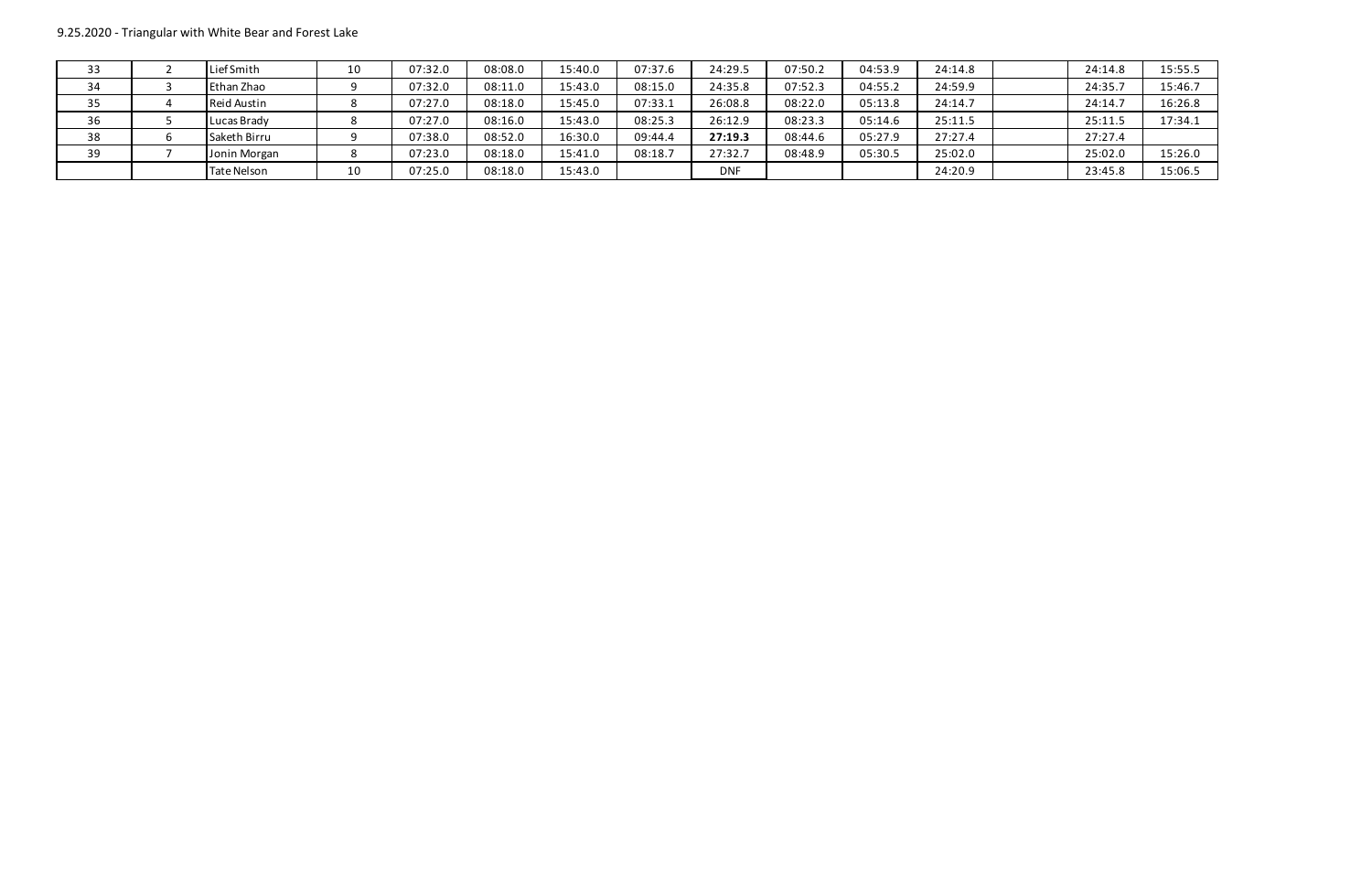9.25.2020 - Triangular with White Bear and Forest Lake

| | | | | | | | | | | | | | | |
|---|---|---|---|---|---|---|---|---|---|---|---|---|---|---|
| 33 | 2 | Lief Smith | 10 | 07:32.0 | 08:08.0 | 15:40.0 | 07:37.6 | 24:29.5 | 07:50.2 | 04:53.9 | 24:14.8 | | 24:14.8 | 15:55.5 |
| 34 | 3 | Ethan Zhao | 9 | 07:32.0 | 08:11.0 | 15:43.0 | 08:15.0 | 24:35.8 | 07:52.3 | 04:55.2 | 24:59.9 | | 24:35.7 | 15:46.7 |
| 35 | 4 | Reid Austin | 8 | 07:27.0 | 08:18.0 | 15:45.0 | 07:33.1 | 26:08.8 | 08:22.0 | 05:13.8 | 24:14.7 | | 24:14.7 | 16:26.8 |
| 36 | 5 | Lucas Brady | 8 | 07:27.0 | 08:16.0 | 15:43.0 | 08:25.3 | 26:12.9 | 08:23.3 | 05:14.6 | 25:11.5 | | 25:11.5 | 17:34.1 |
| 38 | 6 | Saketh Birru | 9 | 07:38.0 | 08:52.0 | 16:30.0 | 09:44.4 | **27:19.3** | 08:44.6 | 05:27.9 | 27:27.4 | | 27:27.4 | |
| 39 | 7 | Jonin Morgan | 8 | 07:23.0 | 08:18.0 | 15:41.0 | 08:18.7 | 27:32.7 | 08:48.9 | 05:30.5 | 25:02.0 | | 25:02.0 | 15:26.0 |
| | | Tate Nelson | 10 | 07:25.0 | 08:18.0 | 15:43.0 | | DNF | | | 24:20.9 | | 23:45.8 | 15:06.5 |